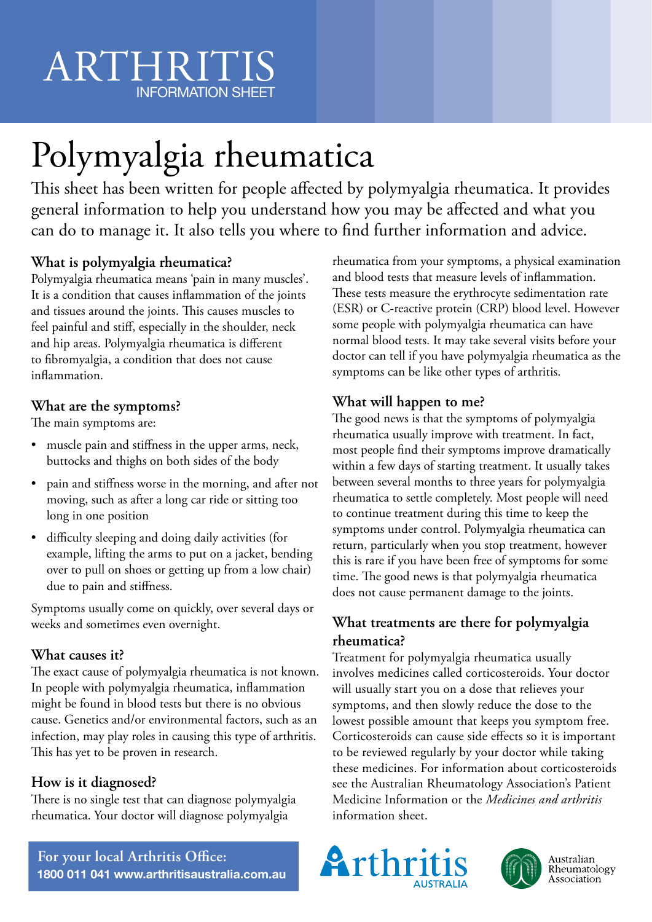# ARTHRITIS
INFORMATION SHEET

# Polymyalgia rheumatica

This sheet has been written for people affected by polymyalgia rheumatica. It provides general information to help you understand how you may be affected and what you can do to manage it. It also tells you where to find further information and advice.

### What is polymyalgia rheumatica?

Polymyalgia rheumatica means 'pain in many muscles'. It is a condition that causes inflammation of the joints and tissues around the joints. This causes muscles to feel painful and stiff, especially in the shoulder, neck and hip areas. Polymyalgia rheumatica is different to fibromyalgia, a condition that does not cause inflammation.

### What are the symptoms?

The main symptoms are:

- muscle pain and stiffness in the upper arms, neck, buttocks and thighs on both sides of the body
- pain and stiffness worse in the morning, and after not moving, such as after a long car ride or sitting too long in one position
- difficulty sleeping and doing daily activities (for example, lifting the arms to put on a jacket, bending over to pull on shoes or getting up from a low chair) due to pain and stiffness.

Symptoms usually come on quickly, over several days or weeks and sometimes even overnight.

### What causes it?

The exact cause of polymyalgia rheumatica is not known. In people with polymyalgia rheumatica, inflammation might be found in blood tests but there is no obvious cause. Genetics and/or environmental factors, such as an infection, may play roles in causing this type of arthritis. This has yet to be proven in research.

### How is it diagnosed?

There is no single test that can diagnose polymyalgia rheumatica. Your doctor will diagnose polymyalgia rheumatica from your symptoms, a physical examination and blood tests that measure levels of inflammation. These tests measure the erythrocyte sedimentation rate (ESR) or C-reactive protein (CRP) blood level. However some people with polymyalgia rheumatica can have normal blood tests. It may take several visits before your doctor can tell if you have polymyalgia rheumatica as the symptoms can be like other types of arthritis.

### What will happen to me?

The good news is that the symptoms of polymyalgia rheumatica usually improve with treatment. In fact, most people find their symptoms improve dramatically within a few days of starting treatment. It usually takes between several months to three years for polymyalgia rheumatica to settle completely. Most people will need to continue treatment during this time to keep the symptoms under control. Polymyalgia rheumatica can return, particularly when you stop treatment, however this is rare if you have been free of symptoms for some time. The good news is that polymyalgia rheumatica does not cause permanent damage to the joints.

### What treatments are there for polymyalgia rheumatica?

Treatment for polymyalgia rheumatica usually involves medicines called corticosteroids. Your doctor will usually start you on a dose that relieves your symptoms, and then slowly reduce the dose to the lowest possible amount that keeps you symptom free. Corticosteroids can cause side effects so it is important to be reviewed regularly by your doctor while taking these medicines. For information about corticosteroids see the Australian Rheumatology Association's Patient Medicine Information or the *Medicines and arthritis* information sheet.

**For your local Arthritis Office:**
**1800 011 041 www.arthritisaustralia.com.au**

Arthritis AUSTRALIA

Australian Rheumatology Association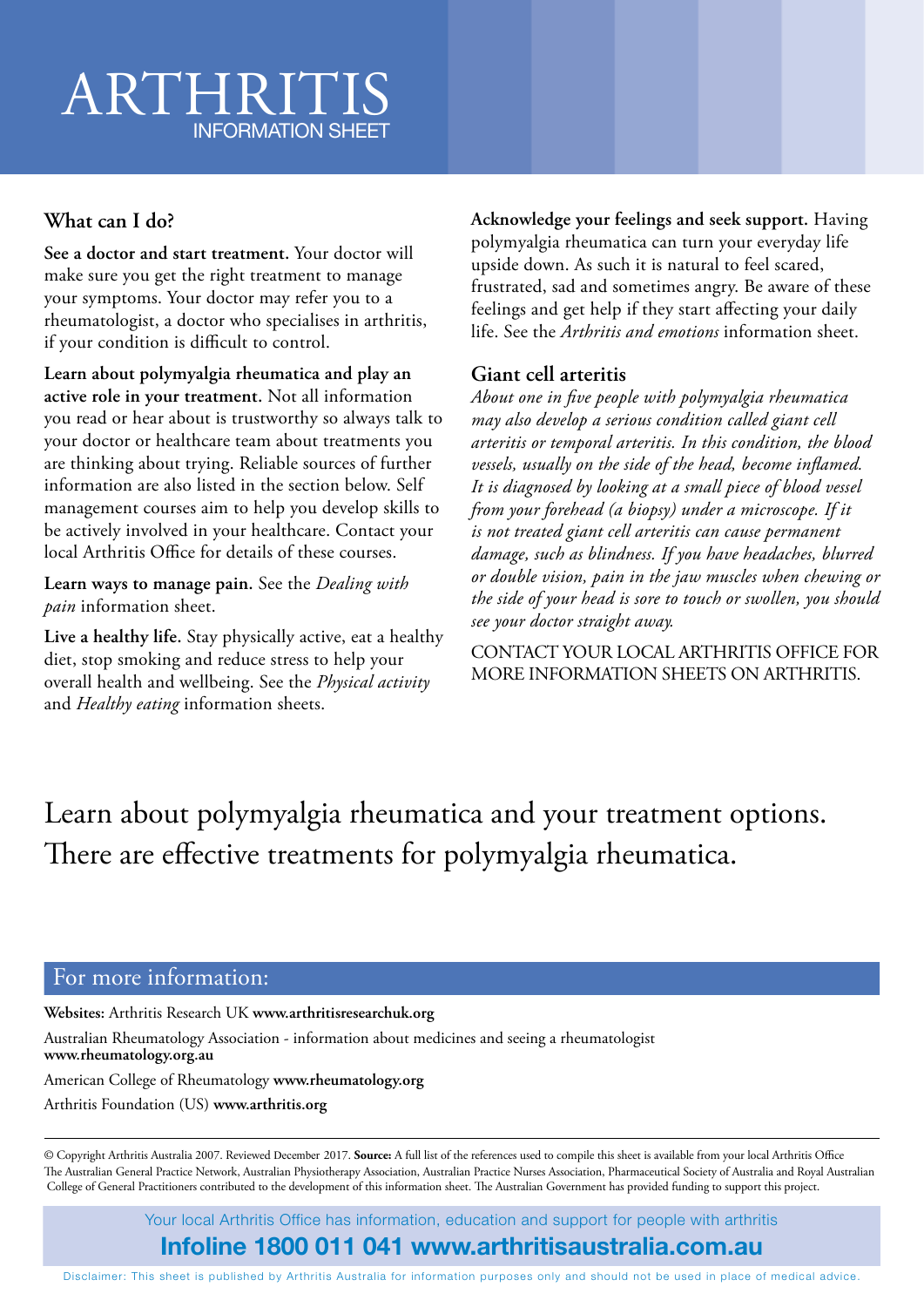# ARTHRITIS
INFORMATION SHEET

## What can I do?

**See a doctor and start treatment.** Your doctor will make sure you get the right treatment to manage your symptoms. Your doctor may refer you to a rheumatologist, a doctor who specialises in arthritis, if your condition is difficult to control.

**Learn about polymyalgia rheumatica and play an active role in your treatment.** Not all information you read or hear about is trustworthy so always talk to your doctor or healthcare team about treatments you are thinking about trying. Reliable sources of further information are also listed in the section below. Self management courses aim to help you develop skills to be actively involved in your healthcare. Contact your local Arthritis Office for details of these courses.

**Learn ways to manage pain.** See the *Dealing with pain* information sheet.

**Live a healthy life.** Stay physically active, eat a healthy diet, stop smoking and reduce stress to help your overall health and wellbeing. See the *Physical activity* and *Healthy eating* information sheets.

**Acknowledge your feelings and seek support.** Having polymyalgia rheumatica can turn your everyday life upside down. As such it is natural to feel scared, frustrated, sad and sometimes angry. Be aware of these feelings and get help if they start affecting your daily life. See the *Arthritis and emotions* information sheet.

## Giant cell arteritis

*About one in five people with polymyalgia rheumatica may also develop a serious condition called giant cell arteritis or temporal arteritis. In this condition, the blood vessels, usually on the side of the head, become inflamed. It is diagnosed by looking at a small piece of blood vessel from your forehead (a biopsy) under a microscope. If it is not treated giant cell arteritis can cause permanent damage, such as blindness. If you have headaches, blurred or double vision, pain in the jaw muscles when chewing or the side of your head is sore to touch or swollen, you should see your doctor straight away.*

CONTACT YOUR LOCAL ARTHRITIS OFFICE FOR MORE INFORMATION SHEETS ON ARTHRITIS.

Learn about polymyalgia rheumatica and your treatment options. There are effective treatments for polymyalgia rheumatica.

## For more information:

**Websites:** Arthritis Research UK **www.arthritisresearchuk.org**

Australian Rheumatology Association - information about medicines and seeing a rheumatologist **www.rheumatology.org.au**

American College of Rheumatology **www.rheumatology.org**

Arthritis Foundation (US) **www.arthritis.org**

© Copyright Arthritis Australia 2007. Reviewed December 2017. **Source:** A full list of the references used to compile this sheet is available from your local Arthritis Office
The Australian General Practice Network, Australian Physiotherapy Association, Australian Practice Nurses Association, Pharmaceutical Society of Australia and Royal Australian College of General Practitioners contributed to the development of this information sheet. The Australian Government has provided funding to support this project.

Your local Arthritis Office has information, education and support for people with arthritis

**Infoline 1800 011 041 www.arthritisaustralia.com.au**

Disclaimer: This sheet is published by Arthritis Australia for information purposes only and should not be used in place of medical advice.